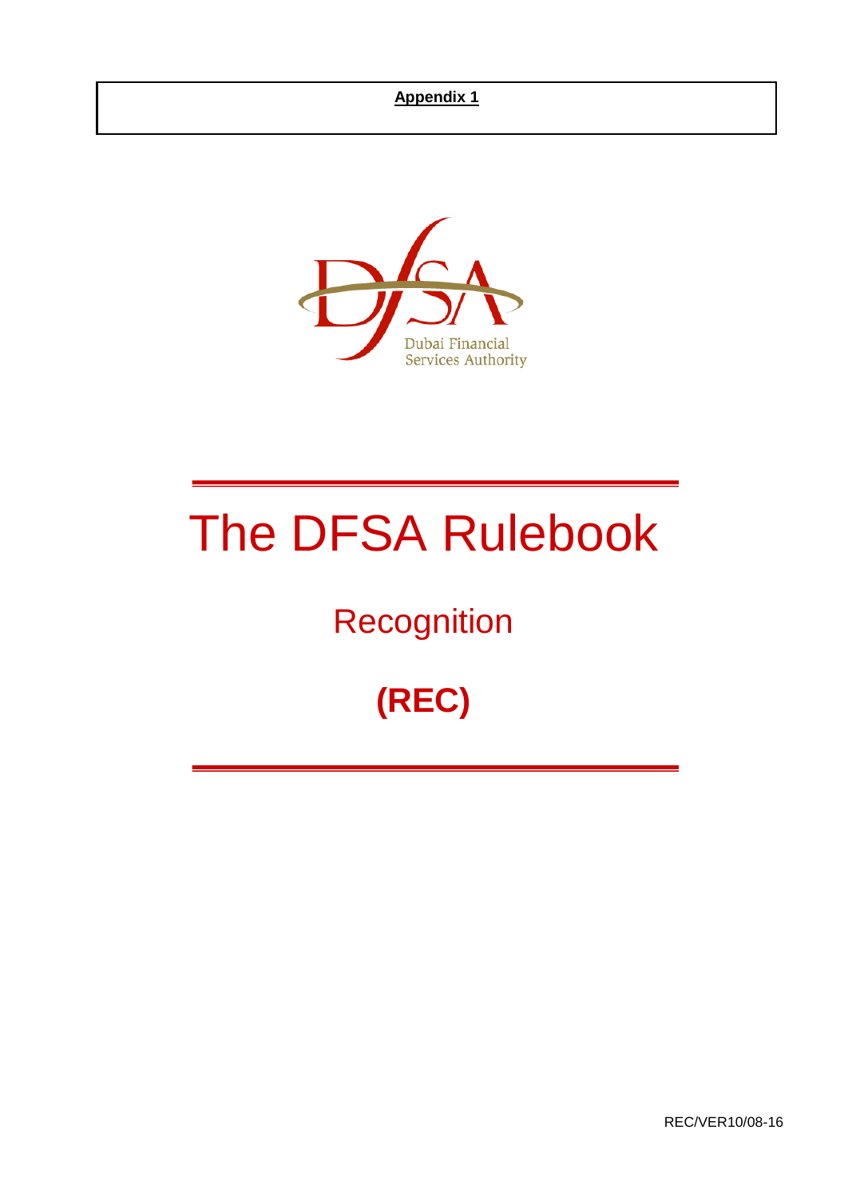**Appendix 1**

Dubai Financial Services Authority

# The DFSA Rulebook

## Recognition

## (REC)

REC/VER10/08-16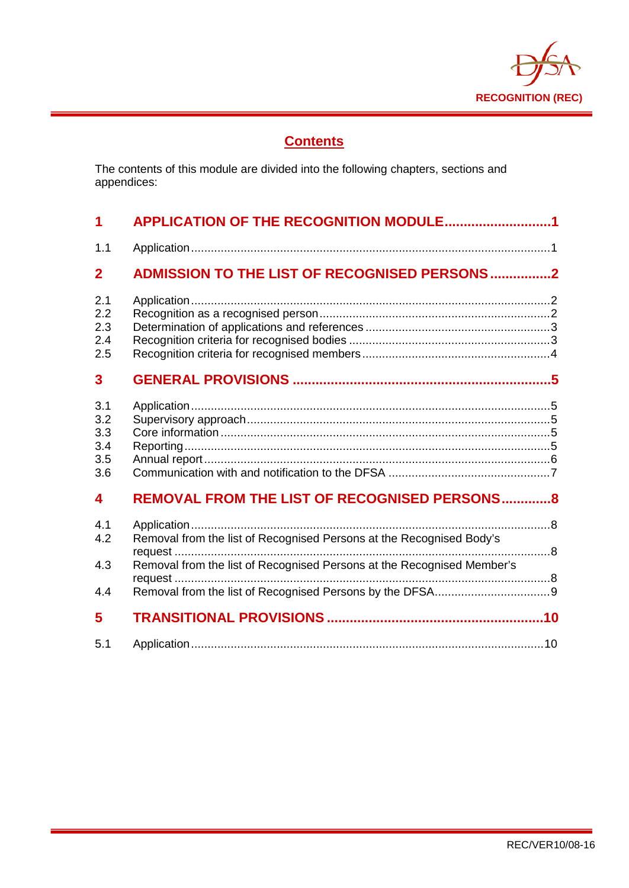# Contents

The contents of this module are divided into the following chapters, sections and appendices:

| | | |
|---|---|---|
| **1** | **APPLICATION OF THE RECOGNITION MODULE** | **1** |
| 1.1 | Application | 1 |
| **2** | **ADMISSION TO THE LIST OF RECOGNISED PERSONS** | **2** |
| 2.1 | Application | 2 |
| 2.2 | Recognition as a recognised person | 2 |
| 2.3 | Determination of applications and references | 3 |
| 2.4 | Recognition criteria for recognised bodies | 3 |
| 2.5 | Recognition criteria for recognised members | 4 |
| **3** | **GENERAL PROVISIONS** | **5** |
| 3.1 | Application | 5 |
| 3.2 | Supervisory approach | 5 |
| 3.3 | Core information | 5 |
| 3.4 | Reporting | 5 |
| 3.5 | Annual report | 6 |
| 3.6 | Communication with and notification to the DFSA | 7 |
| **4** | **REMOVAL FROM THE LIST OF RECOGNISED PERSONS** | **8** |
| 4.1 | Application | 8 |
| 4.2 | Removal from the list of Recognised Persons at the Recognised Body's request | 8 |
| 4.3 | Removal from the list of Recognised Persons at the Recognised Member's request | 8 |
| 4.4 | Removal from the list of Recognised Persons by the DFSA | 9 |
| **5** | **TRANSITIONAL PROVISIONS** | **10** |
| 5.1 | Application | 10 |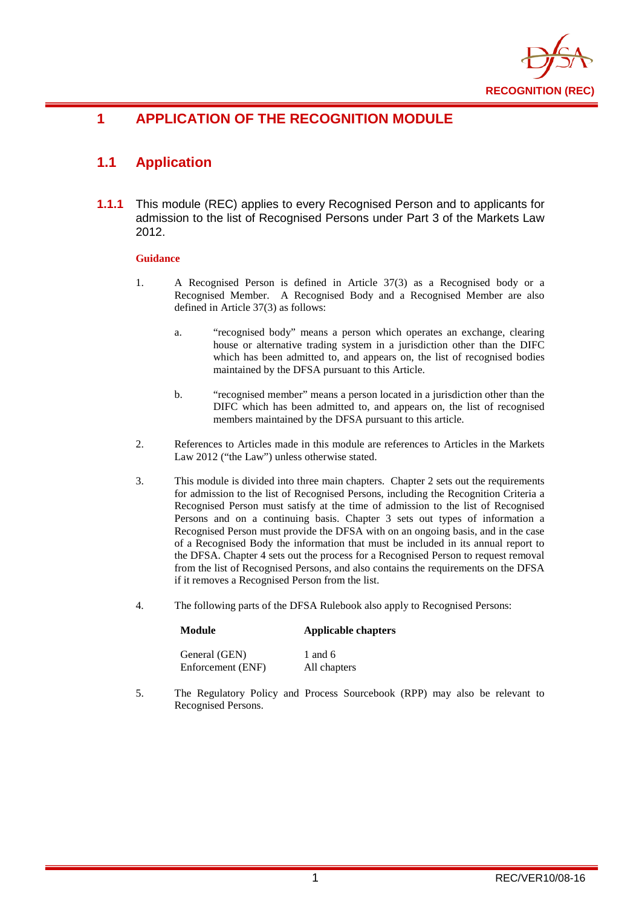# 1 APPLICATION OF THE RECOGNITION MODULE

## 1.1 Application

**1.1.1** This module (REC) applies to every Recognised Person and to applicants for admission to the list of Recognised Persons under Part 3 of the Markets Law 2012.

**Guidance**

1. A Recognised Person is defined in Article 37(3) as a Recognised body or a Recognised Member. A Recognised Body and a Recognised Member are also defined in Article 37(3) as follows:

   a. "recognised body" means a person which operates an exchange, clearing house or alternative trading system in a jurisdiction other than the DIFC which has been admitted to, and appears on, the list of recognised bodies maintained by the DFSA pursuant to this Article.

   b. "recognised member" means a person located in a jurisdiction other than the DIFC which has been admitted to, and appears on, the list of recognised members maintained by the DFSA pursuant to this article.

2. References to Articles made in this module are references to Articles in the Markets Law 2012 ("the Law") unless otherwise stated.

3. This module is divided into three main chapters. Chapter 2 sets out the requirements for admission to the list of Recognised Persons, including the Recognition Criteria a Recognised Person must satisfy at the time of admission to the list of Recognised Persons and on a continuing basis. Chapter 3 sets out types of information a Recognised Person must provide the DFSA with on an ongoing basis, and in the case of a Recognised Body the information that must be included in its annual report to the DFSA. Chapter 4 sets out the process for a Recognised Person to request removal from the list of Recognised Persons, and also contains the requirements on the DFSA if it removes a Recognised Person from the list.

4. The following parts of the DFSA Rulebook also apply to Recognised Persons:

| Module | Applicable chapters |
|---|---|
| General (GEN) | 1 and 6 |
| Enforcement (ENF) | All chapters |

5. The Regulatory Policy and Process Sourcebook (RPP) may also be relevant to Recognised Persons.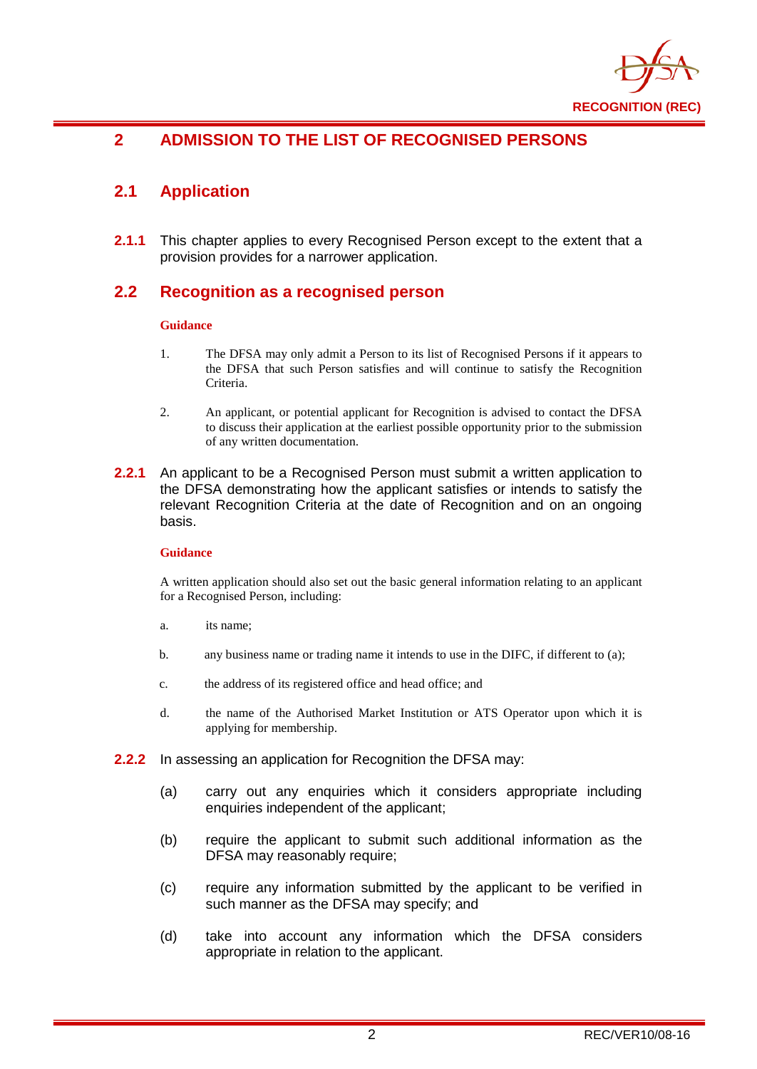# 2 ADMISSION TO THE LIST OF RECOGNISED PERSONS

## 2.1 Application

**2.1.1** This chapter applies to every Recognised Person except to the extent that a provision provides for a narrower application.

## 2.2 Recognition as a recognised person

**Guidance**

1. The DFSA may only admit a Person to its list of Recognised Persons if it appears to the DFSA that such Person satisfies and will continue to satisfy the Recognition Criteria.

2. An applicant, or potential applicant for Recognition is advised to contact the DFSA to discuss their application at the earliest possible opportunity prior to the submission of any written documentation.

**2.2.1** An applicant to be a Recognised Person must submit a written application to the DFSA demonstrating how the applicant satisfies or intends to satisfy the relevant Recognition Criteria at the date of Recognition and on an ongoing basis.

**Guidance**

A written application should also set out the basic general information relating to an applicant for a Recognised Person, including:

a. its name;

b. any business name or trading name it intends to use in the DIFC, if different to (a);

c. the address of its registered office and head office; and

d. the name of the Authorised Market Institution or ATS Operator upon which it is applying for membership.

**2.2.2** In assessing an application for Recognition the DFSA may:

(a) carry out any enquiries which it considers appropriate including enquiries independent of the applicant;

(b) require the applicant to submit such additional information as the DFSA may reasonably require;

(c) require any information submitted by the applicant to be verified in such manner as the DFSA may specify; and

(d) take into account any information which the DFSA considers appropriate in relation to the applicant.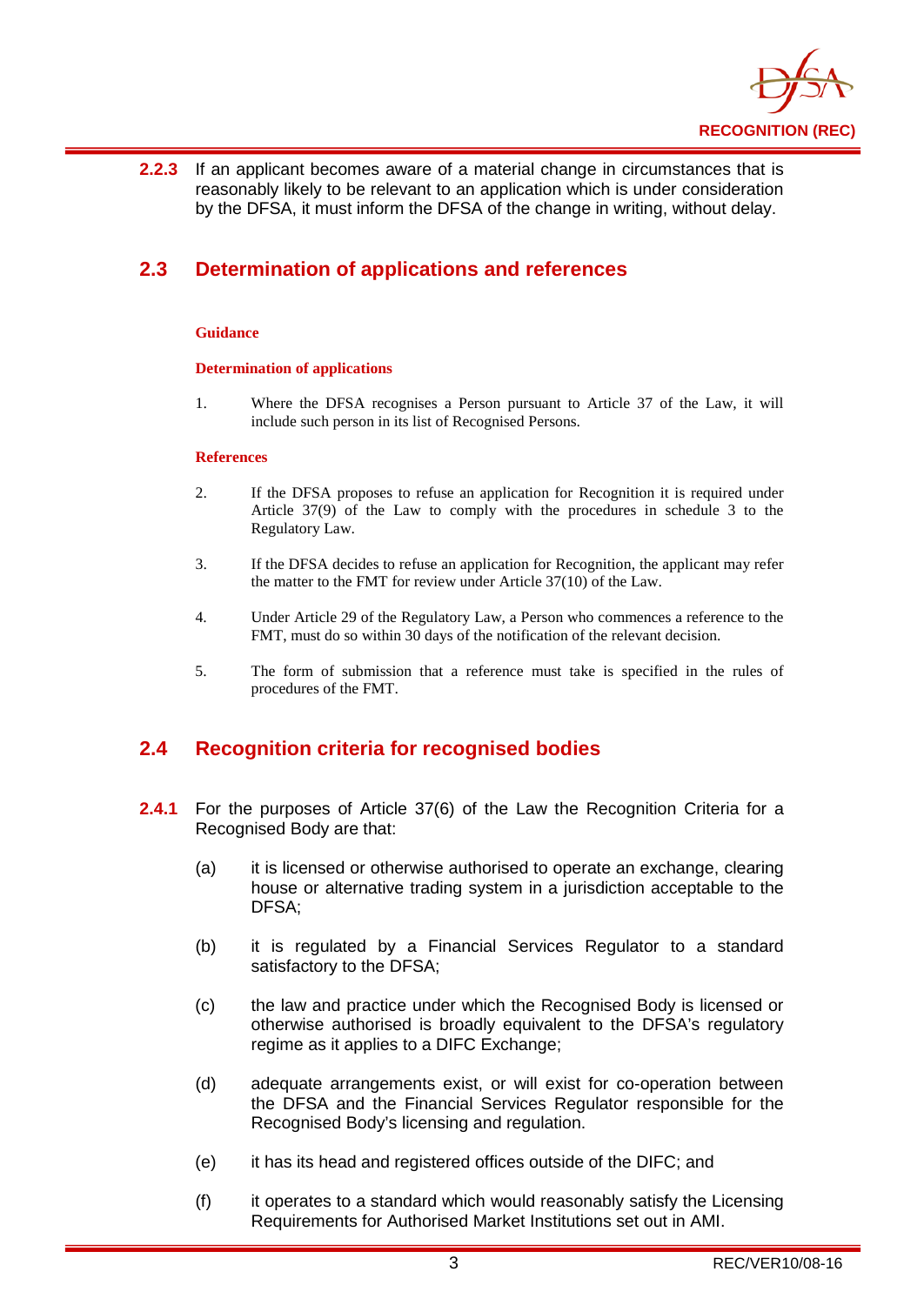**2.2.3** If an applicant becomes aware of a material change in circumstances that is reasonably likely to be relevant to an application which is under consideration by the DFSA, it must inform the DFSA of the change in writing, without delay.

## 2.3 Determination of applications and references

**Guidance**

**Determination of applications**

1. Where the DFSA recognises a Person pursuant to Article 37 of the Law, it will include such person in its list of Recognised Persons.

**References**

2. If the DFSA proposes to refuse an application for Recognition it is required under Article 37(9) of the Law to comply with the procedures in schedule 3 to the Regulatory Law.

3. If the DFSA decides to refuse an application for Recognition, the applicant may refer the matter to the FMT for review under Article 37(10) of the Law.

4. Under Article 29 of the Regulatory Law, a Person who commences a reference to the FMT, must do so within 30 days of the notification of the relevant decision.

5. The form of submission that a reference must take is specified in the rules of procedures of the FMT.

## 2.4 Recognition criteria for recognised bodies

**2.4.1** For the purposes of Article 37(6) of the Law the Recognition Criteria for a Recognised Body are that:

(a) it is licensed or otherwise authorised to operate an exchange, clearing house or alternative trading system in a jurisdiction acceptable to the DFSA;

(b) it is regulated by a Financial Services Regulator to a standard satisfactory to the DFSA;

(c) the law and practice under which the Recognised Body is licensed or otherwise authorised is broadly equivalent to the DFSA's regulatory regime as it applies to a DIFC Exchange;

(d) adequate arrangements exist, or will exist for co-operation between the DFSA and the Financial Services Regulator responsible for the Recognised Body's licensing and regulation.

(e) it has its head and registered offices outside of the DIFC; and

(f) it operates to a standard which would reasonably satisfy the Licensing Requirements for Authorised Market Institutions set out in AMI.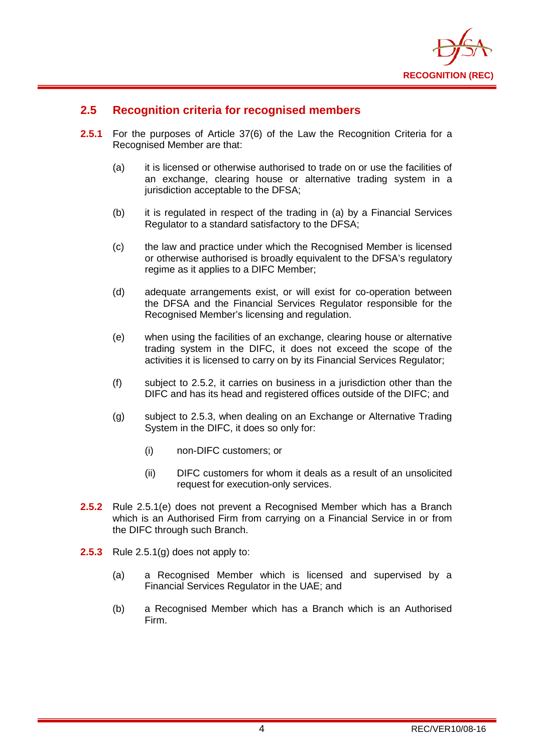## 2.5 Recognition criteria for recognised members

**2.5.1** For the purposes of Article 37(6) of the Law the Recognition Criteria for a Recognised Member are that:

(a) it is licensed or otherwise authorised to trade on or use the facilities of an exchange, clearing house or alternative trading system in a jurisdiction acceptable to the DFSA;

(b) it is regulated in respect of the trading in (a) by a Financial Services Regulator to a standard satisfactory to the DFSA;

(c) the law and practice under which the Recognised Member is licensed or otherwise authorised is broadly equivalent to the DFSA's regulatory regime as it applies to a DIFC Member;

(d) adequate arrangements exist, or will exist for co-operation between the DFSA and the Financial Services Regulator responsible for the Recognised Member's licensing and regulation.

(e) when using the facilities of an exchange, clearing house or alternative trading system in the DIFC, it does not exceed the scope of the activities it is licensed to carry on by its Financial Services Regulator;

(f) subject to 2.5.2, it carries on business in a jurisdiction other than the DIFC and has its head and registered offices outside of the DIFC; and

(g) subject to 2.5.3, when dealing on an Exchange or Alternative Trading System in the DIFC, it does so only for:

(i) non-DIFC customers; or

(ii) DIFC customers for whom it deals as a result of an unsolicited request for execution-only services.

**2.5.2** Rule 2.5.1(e) does not prevent a Recognised Member which has a Branch which is an Authorised Firm from carrying on a Financial Service in or from the DIFC through such Branch.

**2.5.3** Rule 2.5.1(g) does not apply to:

(a) a Recognised Member which is licensed and supervised by a Financial Services Regulator in the UAE; and

(b) a Recognised Member which has a Branch which is an Authorised Firm.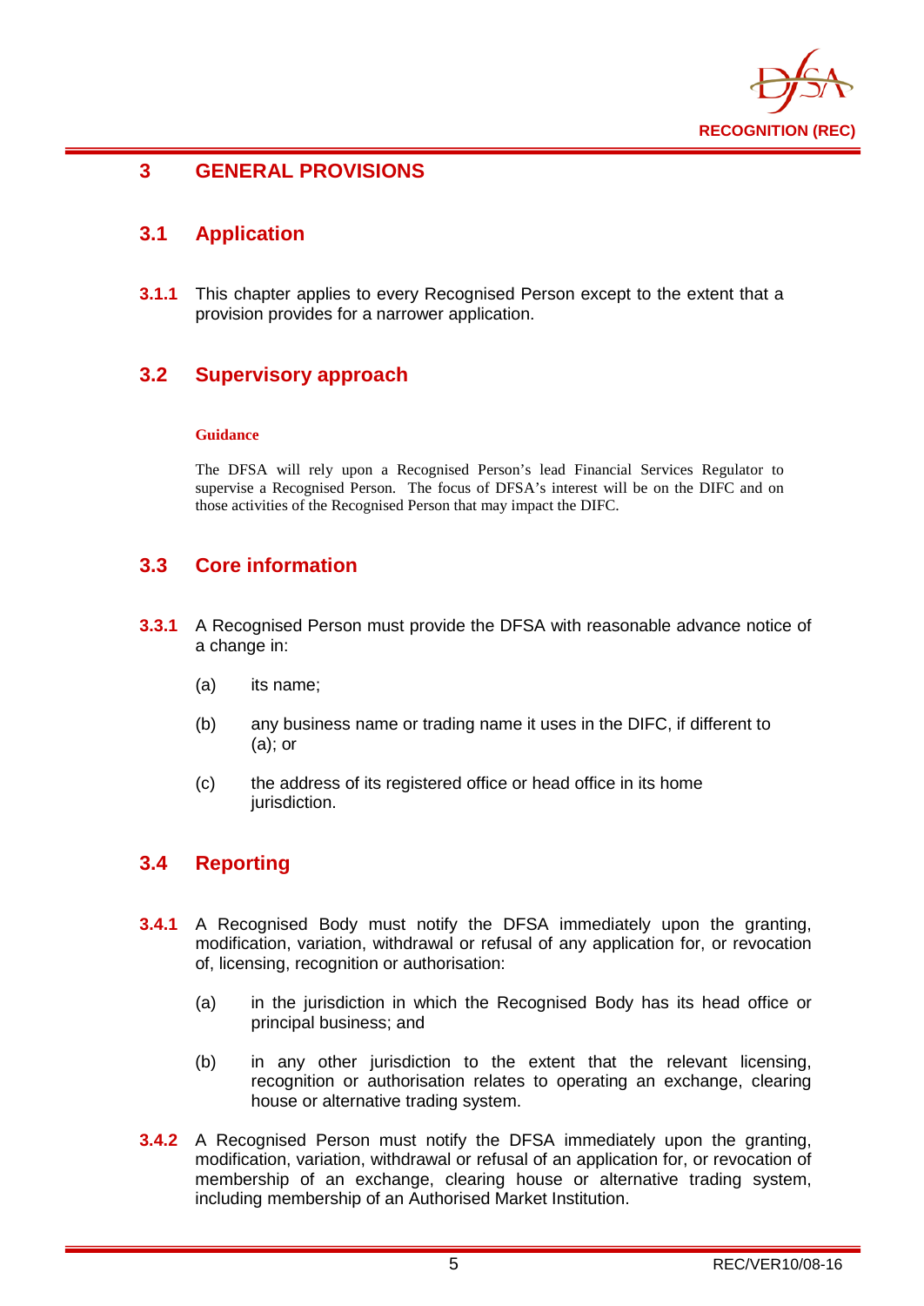# 3 GENERAL PROVISIONS

## 3.1 Application

**3.1.1** This chapter applies to every Recognised Person except to the extent that a provision provides for a narrower application.

## 3.2 Supervisory approach

**Guidance**

The DFSA will rely upon a Recognised Person's lead Financial Services Regulator to supervise a Recognised Person. The focus of DFSA's interest will be on the DIFC and on those activities of the Recognised Person that may impact the DIFC.

## 3.3 Core information

**3.3.1** A Recognised Person must provide the DFSA with reasonable advance notice of a change in:

(a) its name;

(b) any business name or trading name it uses in the DIFC, if different to (a); or

(c) the address of its registered office or head office in its home jurisdiction.

## 3.4 Reporting

**3.4.1** A Recognised Body must notify the DFSA immediately upon the granting, modification, variation, withdrawal or refusal of any application for, or revocation of, licensing, recognition or authorisation:

(a) in the jurisdiction in which the Recognised Body has its head office or principal business; and

(b) in any other jurisdiction to the extent that the relevant licensing, recognition or authorisation relates to operating an exchange, clearing house or alternative trading system.

**3.4.2** A Recognised Person must notify the DFSA immediately upon the granting, modification, variation, withdrawal or refusal of an application for, or revocation of membership of an exchange, clearing house or alternative trading system, including membership of an Authorised Market Institution.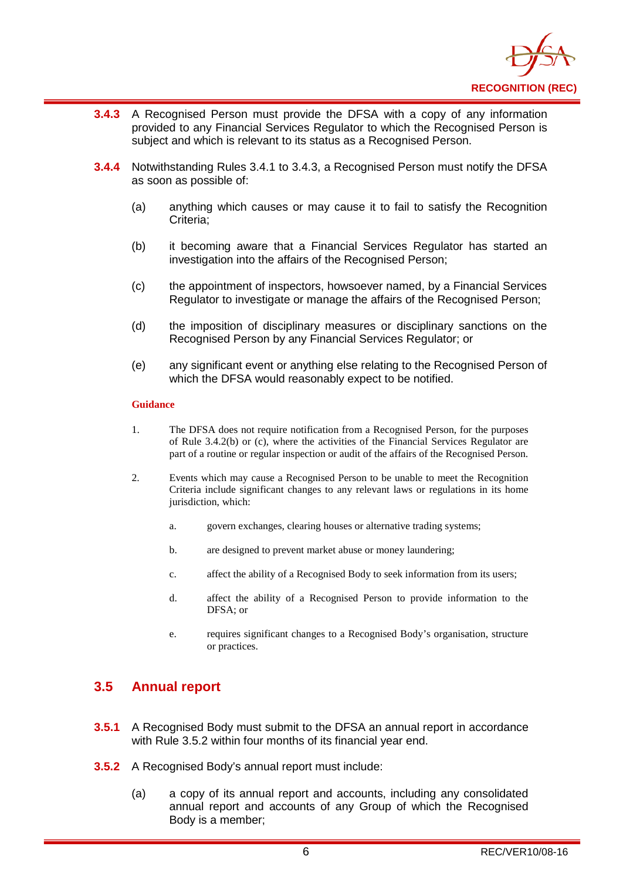**3.4.3** A Recognised Person must provide the DFSA with a copy of any information provided to any Financial Services Regulator to which the Recognised Person is subject and which is relevant to its status as a Recognised Person.

**3.4.4** Notwithstanding Rules 3.4.1 to 3.4.3, a Recognised Person must notify the DFSA as soon as possible of:

(a) anything which causes or may cause it to fail to satisfy the Recognition Criteria;

(b) it becoming aware that a Financial Services Regulator has started an investigation into the affairs of the Recognised Person;

(c) the appointment of inspectors, howsoever named, by a Financial Services Regulator to investigate or manage the affairs of the Recognised Person;

(d) the imposition of disciplinary measures or disciplinary sanctions on the Recognised Person by any Financial Services Regulator; or

(e) any significant event or anything else relating to the Recognised Person of which the DFSA would reasonably expect to be notified.

**Guidance**

1. The DFSA does not require notification from a Recognised Person, for the purposes of Rule 3.4.2(b) or (c), where the activities of the Financial Services Regulator are part of a routine or regular inspection or audit of the affairs of the Recognised Person.

2. Events which may cause a Recognised Person to be unable to meet the Recognition Criteria include significant changes to any relevant laws or regulations in its home jurisdiction, which:

   a. govern exchanges, clearing houses or alternative trading systems;

   b. are designed to prevent market abuse or money laundering;

   c. affect the ability of a Recognised Body to seek information from its users;

   d. affect the ability of a Recognised Person to provide information to the DFSA; or

   e. requires significant changes to a Recognised Body's organisation, structure or practices.

## 3.5 Annual report

**3.5.1** A Recognised Body must submit to the DFSA an annual report in accordance with Rule 3.5.2 within four months of its financial year end.

**3.5.2** A Recognised Body's annual report must include:

(a) a copy of its annual report and accounts, including any consolidated annual report and accounts of any Group of which the Recognised Body is a member;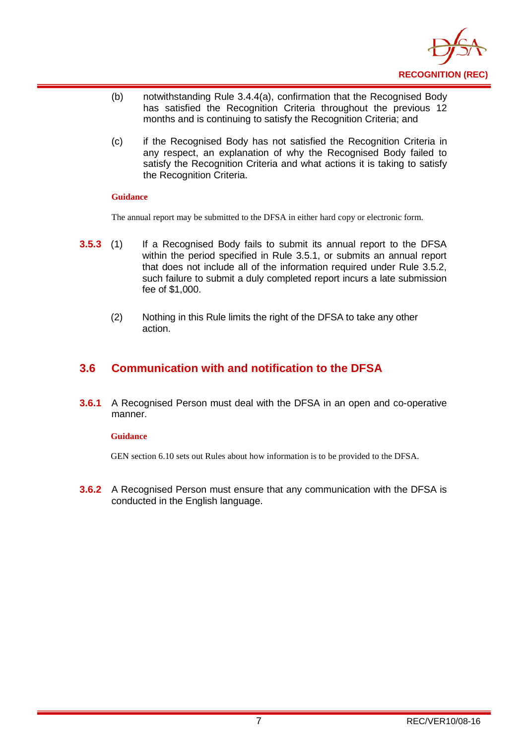(b) notwithstanding Rule 3.4.4(a), confirmation that the Recognised Body has satisfied the Recognition Criteria throughout the previous 12 months and is continuing to satisfy the Recognition Criteria; and

(c) if the Recognised Body has not satisfied the Recognition Criteria in any respect, an explanation of why the Recognised Body failed to satisfy the Recognition Criteria and what actions it is taking to satisfy the Recognition Criteria.

**Guidance**

The annual report may be submitted to the DFSA in either hard copy or electronic form.

**3.5.3** (1) If a Recognised Body fails to submit its annual report to the DFSA within the period specified in Rule 3.5.1, or submits an annual report that does not include all of the information required under Rule 3.5.2, such failure to submit a duly completed report incurs a late submission fee of $1,000.

(2) Nothing in this Rule limits the right of the DFSA to take any other action.

## 3.6 Communication with and notification to the DFSA

**3.6.1** A Recognised Person must deal with the DFSA in an open and co-operative manner.

**Guidance**

GEN section 6.10 sets out Rules about how information is to be provided to the DFSA.

**3.6.2** A Recognised Person must ensure that any communication with the DFSA is conducted in the English language.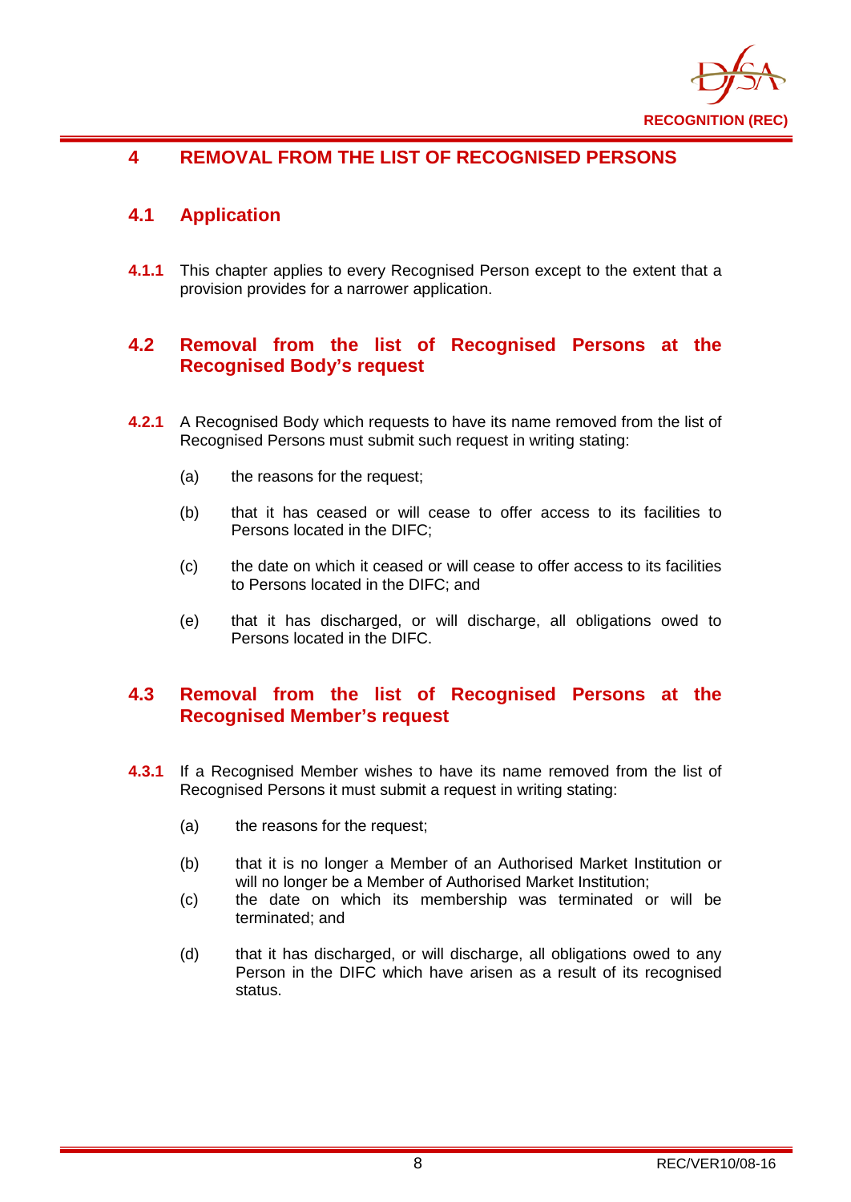# 4 REMOVAL FROM THE LIST OF RECOGNISED PERSONS

## 4.1 Application

**4.1.1** This chapter applies to every Recognised Person except to the extent that a provision provides for a narrower application.

## 4.2 Removal from the list of Recognised Persons at the Recognised Body's request

**4.2.1** A Recognised Body which requests to have its name removed from the list of Recognised Persons must submit such request in writing stating:

(a) the reasons for the request;

(b) that it has ceased or will cease to offer access to its facilities to Persons located in the DIFC;

(c) the date on which it ceased or will cease to offer access to its facilities to Persons located in the DIFC; and

(e) that it has discharged, or will discharge, all obligations owed to Persons located in the DIFC.

## 4.3 Removal from the list of Recognised Persons at the Recognised Member's request

**4.3.1** If a Recognised Member wishes to have its name removed from the list of Recognised Persons it must submit a request in writing stating:

(a) the reasons for the request;

(b) that it is no longer a Member of an Authorised Market Institution or will no longer be a Member of Authorised Market Institution;

(c) the date on which its membership was terminated or will be terminated; and

(d) that it has discharged, or will discharge, all obligations owed to any Person in the DIFC which have arisen as a result of its recognised status.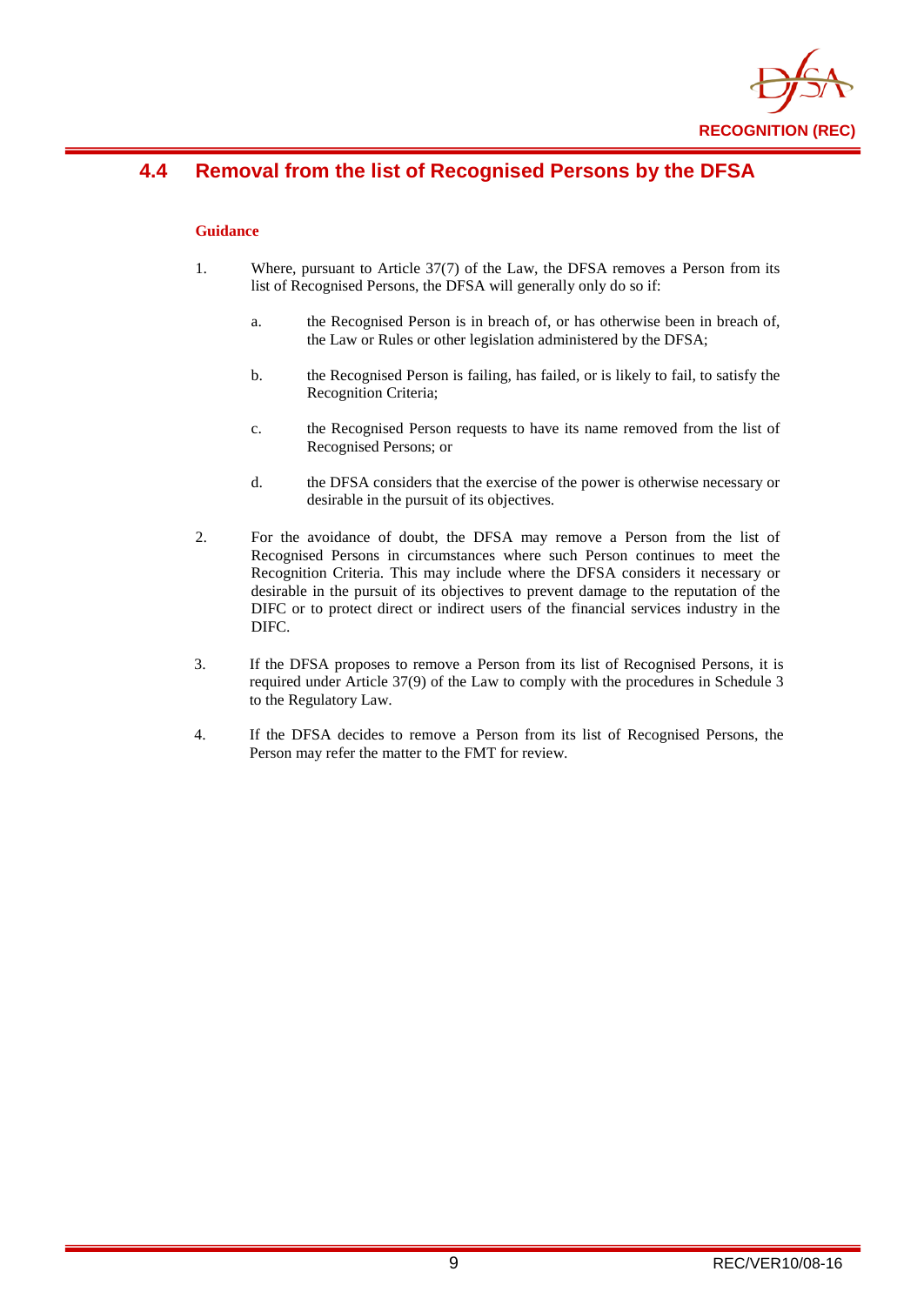## 4.4 Removal from the list of Recognised Persons by the DFSA

**Guidance**

1. Where, pursuant to Article 37(7) of the Law, the DFSA removes a Person from its list of Recognised Persons, the DFSA will generally only do so if:

   a. the Recognised Person is in breach of, or has otherwise been in breach of, the Law or Rules or other legislation administered by the DFSA;

   b. the Recognised Person is failing, has failed, or is likely to fail, to satisfy the Recognition Criteria;

   c. the Recognised Person requests to have its name removed from the list of Recognised Persons; or

   d. the DFSA considers that the exercise of the power is otherwise necessary or desirable in the pursuit of its objectives.

2. For the avoidance of doubt, the DFSA may remove a Person from the list of Recognised Persons in circumstances where such Person continues to meet the Recognition Criteria. This may include where the DFSA considers it necessary or desirable in the pursuit of its objectives to prevent damage to the reputation of the DIFC or to protect direct or indirect users of the financial services industry in the DIFC.

3. If the DFSA proposes to remove a Person from its list of Recognised Persons, it is required under Article 37(9) of the Law to comply with the procedures in Schedule 3 to the Regulatory Law.

4. If the DFSA decides to remove a Person from its list of Recognised Persons, the Person may refer the matter to the FMT for review.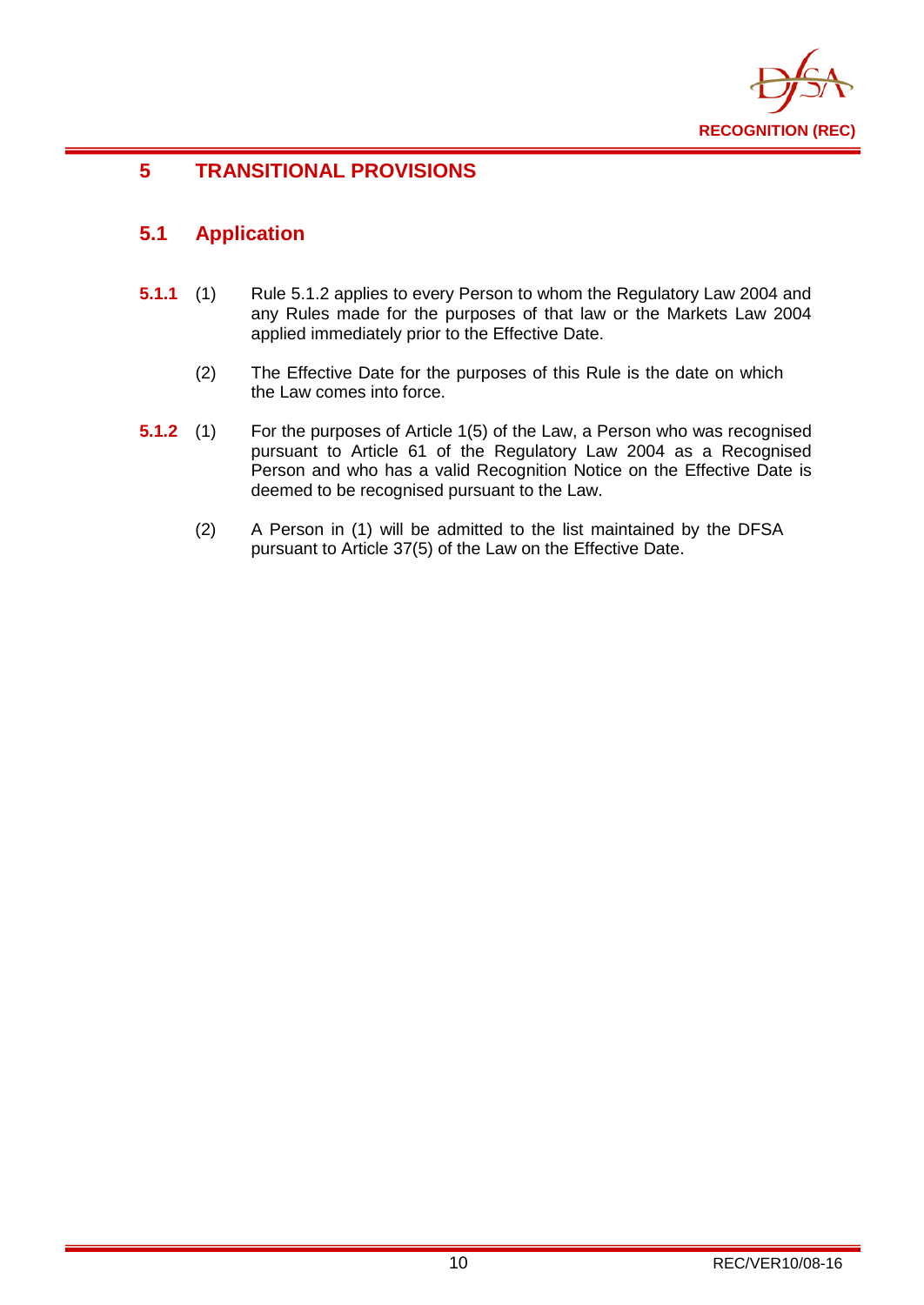# 5 TRANSITIONAL PROVISIONS

## 5.1 Application

**5.1.1** (1) Rule 5.1.2 applies to every Person to whom the Regulatory Law 2004 and any Rules made for the purposes of that law or the Markets Law 2004 applied immediately prior to the Effective Date.

(2) The Effective Date for the purposes of this Rule is the date on which the Law comes into force.

**5.1.2** (1) For the purposes of Article 1(5) of the Law, a Person who was recognised pursuant to Article 61 of the Regulatory Law 2004 as a Recognised Person and who has a valid Recognition Notice on the Effective Date is deemed to be recognised pursuant to the Law.

(2) A Person in (1) will be admitted to the list maintained by the DFSA pursuant to Article 37(5) of the Law on the Effective Date.